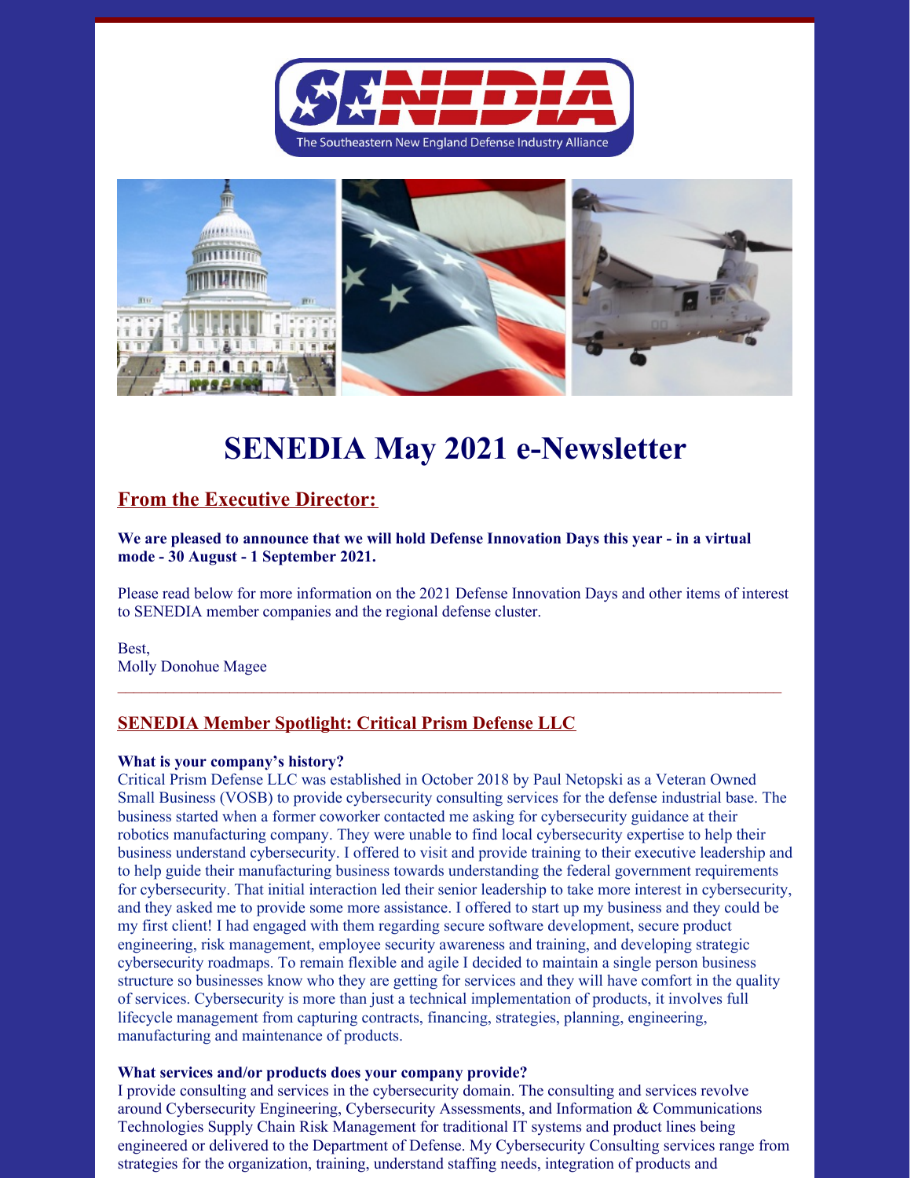# SENEDIA May 2021 e-Newsletter

## From the Executive Director:

**We are pleased to announce that we will hold Defense Innovation Days this year - in a virtual mode - 30 August - 1 September 2021.**

Please read below for more information on the 2021 Defense Innovation Days and other items of interest to SENEDIA member companies and the regional defense cluster.

Best,
Molly Donohue Magee

---

## SENEDIA Member Spotlight: Critical Prism Defense LLC

**What is your company's history?**

Critical Prism Defense LLC was established in October 2018 by Paul Netopski as a Veteran Owned Small Business (VOSB) to provide cybersecurity consulting services for the defense industrial base. The business started when a former coworker contacted me asking for cybersecurity guidance at their robotics manufacturing company. They were unable to find local cybersecurity expertise to help their business understand cybersecurity. I offered to visit and provide training to their executive leadership and to help guide their manufacturing business towards understanding the federal government requirements for cybersecurity. That initial interaction led their senior leadership to take more interest in cybersecurity, and they asked me to provide some more assistance. I offered to start up my business and they could be my first client! I had engaged with them regarding secure software development, secure product engineering, risk management, employee security awareness and training, and developing strategic cybersecurity roadmaps. To remain flexible and agile I decided to maintain a single person business structure so businesses know who they are getting for services and they will have comfort in the quality of services. Cybersecurity is more than just a technical implementation of products, it involves full lifecycle management from capturing contracts, financing, strategies, planning, engineering, manufacturing and maintenance of products.

**What services and/or products does your company provide?**

I provide consulting and services in the cybersecurity domain. The consulting and services revolve around Cybersecurity Engineering, Cybersecurity Assessments, and Information & Communications Technologies Supply Chain Risk Management for traditional IT systems and product lines being engineered or delivered to the Department of Defense. My Cybersecurity Consulting services range from strategies for the organization, training, understand staffing needs, integration of products and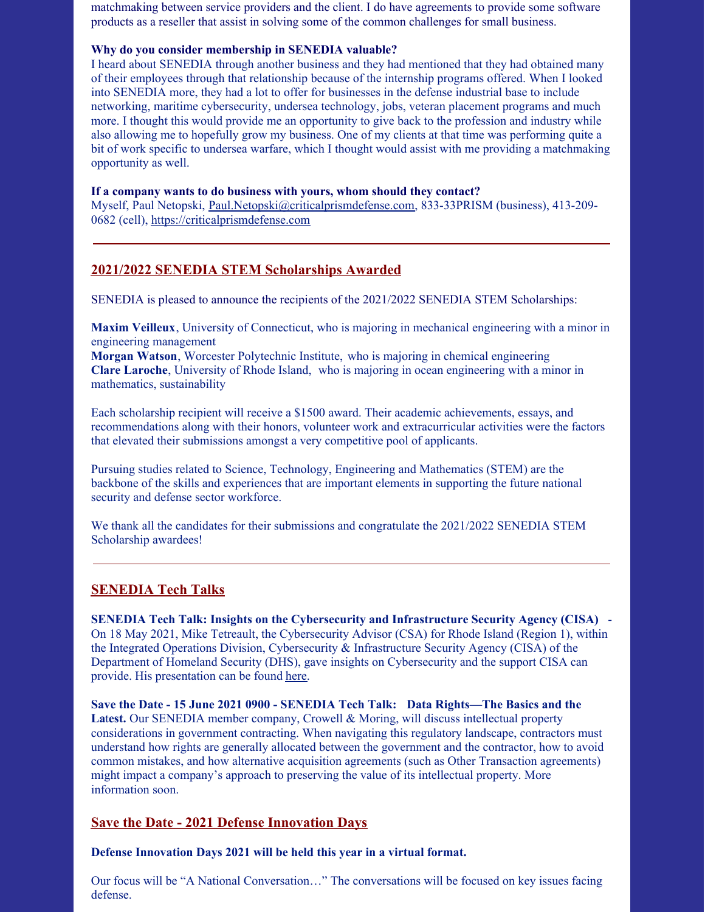matchmaking between service providers and the client. I do have agreements to provide some software products as a reseller that assist in solving some of the common challenges for small business.

**Why do you consider membership in SENEDIA valuable?**
I heard about SENEDIA through another business and they had mentioned that they had obtained many of their employees through that relationship because of the internship programs offered. When I looked into SENEDIA more, they had a lot to offer for businesses in the defense industrial base to include networking, maritime cybersecurity, undersea technology, jobs, veteran placement programs and much more. I thought this would provide me an opportunity to give back to the profession and industry while also allowing me to hopefully grow my business. One of my clients at that time was performing quite a bit of work specific to undersea warfare, which I thought would assist with me providing a matchmaking opportunity as well.

**If a company wants to do business with yours, whom should they contact?**
Myself, Paul Netopski, Paul.Netopski@criticalprismdefense.com, 833-33PRISM (business), 413-209-0682 (cell), https://criticalprismdefense.com

---

## 2021/2022 SENEDIA STEM Scholarships Awarded

SENEDIA is pleased to announce the recipients of the 2021/2022 SENEDIA STEM Scholarships:

**Maxim Veilleux**, University of Connecticut, who is majoring in mechanical engineering with a minor in engineering management
**Morgan Watson**, Worcester Polytechnic Institute, who is majoring in chemical engineering
**Clare Laroche**, University of Rhode Island, who is majoring in ocean engineering with a minor in mathematics, sustainability

Each scholarship recipient will receive a $1500 award. Their academic achievements, essays, and recommendations along with their honors, volunteer work and extracurricular activities were the factors that elevated their submissions amongst a very competitive pool of applicants.

Pursuing studies related to Science, Technology, Engineering and Mathematics (STEM) are the backbone of the skills and experiences that are important elements in supporting the future national security and defense sector workforce.

We thank all the candidates for their submissions and congratulate the 2021/2022 SENEDIA STEM Scholarship awardees!

---

## SENEDIA Tech Talks

**SENEDIA Tech Talk: Insights on the Cybersecurity and Infrastructure Security Agency (CISA)** - On 18 May 2021, Mike Tetreault, the Cybersecurity Advisor (CSA) for Rhode Island (Region 1), within the Integrated Operations Division, Cybersecurity & Infrastructure Security Agency (CISA) of the Department of Homeland Security (DHS), gave insights on Cybersecurity and the support CISA can provide. His presentation can be found here.

**Save the Date - 15 June 2021 0900 - SENEDIA Tech Talk: Data Rights—The Basics and the Latest.** Our SENEDIA member company, Crowell & Moring, will discuss intellectual property considerations in government contracting. When navigating this regulatory landscape, contractors must understand how rights are generally allocated between the government and the contractor, how to avoid common mistakes, and how alternative acquisition agreements (such as Other Transaction agreements) might impact a company's approach to preserving the value of its intellectual property. More information soon.

## Save the Date - 2021 Defense Innovation Days

**Defense Innovation Days 2021 will be held this year in a virtual format.**

Our focus will be "A National Conversation…" The conversations will be focused on key issues facing defense.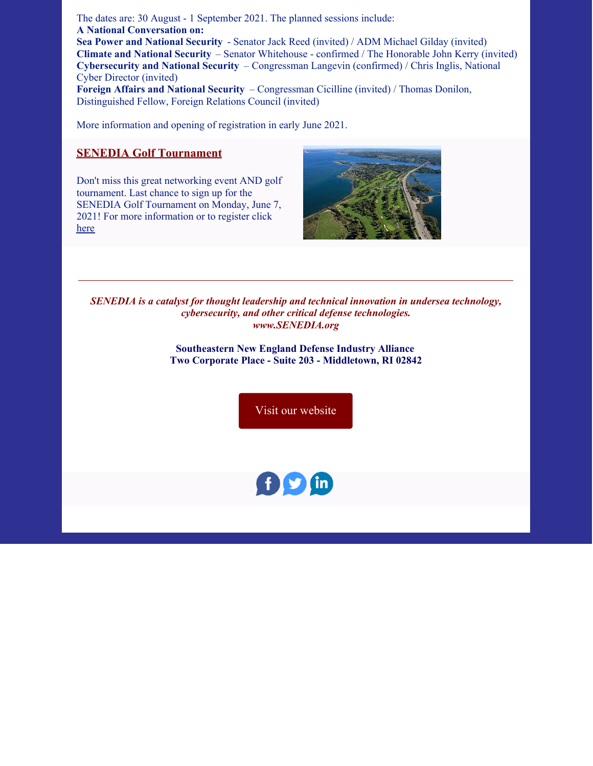The dates are: 30 August - 1 September 2021. The planned sessions include:

**A National Conversation on:**

**Sea Power and National Security** - Senator Jack Reed (invited) / ADM Michael Gilday (invited)
**Climate and National Security** – Senator Whitehouse - confirmed / The Honorable John Kerry (invited)
**Cybersecurity and National Security** – Congressman Langevin (confirmed) / Chris Inglis, National Cyber Director (invited)
**Foreign Affairs and National Security** – Congressman Cicilline (invited) / Thomas Donilon, Distinguished Fellow, Foreign Relations Council (invited)

More information and opening of registration in early June 2021.

## SENEDIA Golf Tournament

Don't miss this great networking event AND golf tournament. Last chance to sign up for the SENEDIA Golf Tournament on Monday, June 7, 2021! For more information or to register click here

---

*SENEDIA is a catalyst for thought leadership and technical innovation in undersea technology, cybersecurity, and other critical defense technologies.*
*www.SENEDIA.org*

**Southeastern New England Defense Industry Alliance**
**Two Corporate Place - Suite 203 - Middletown, RI 02842**

Visit our website